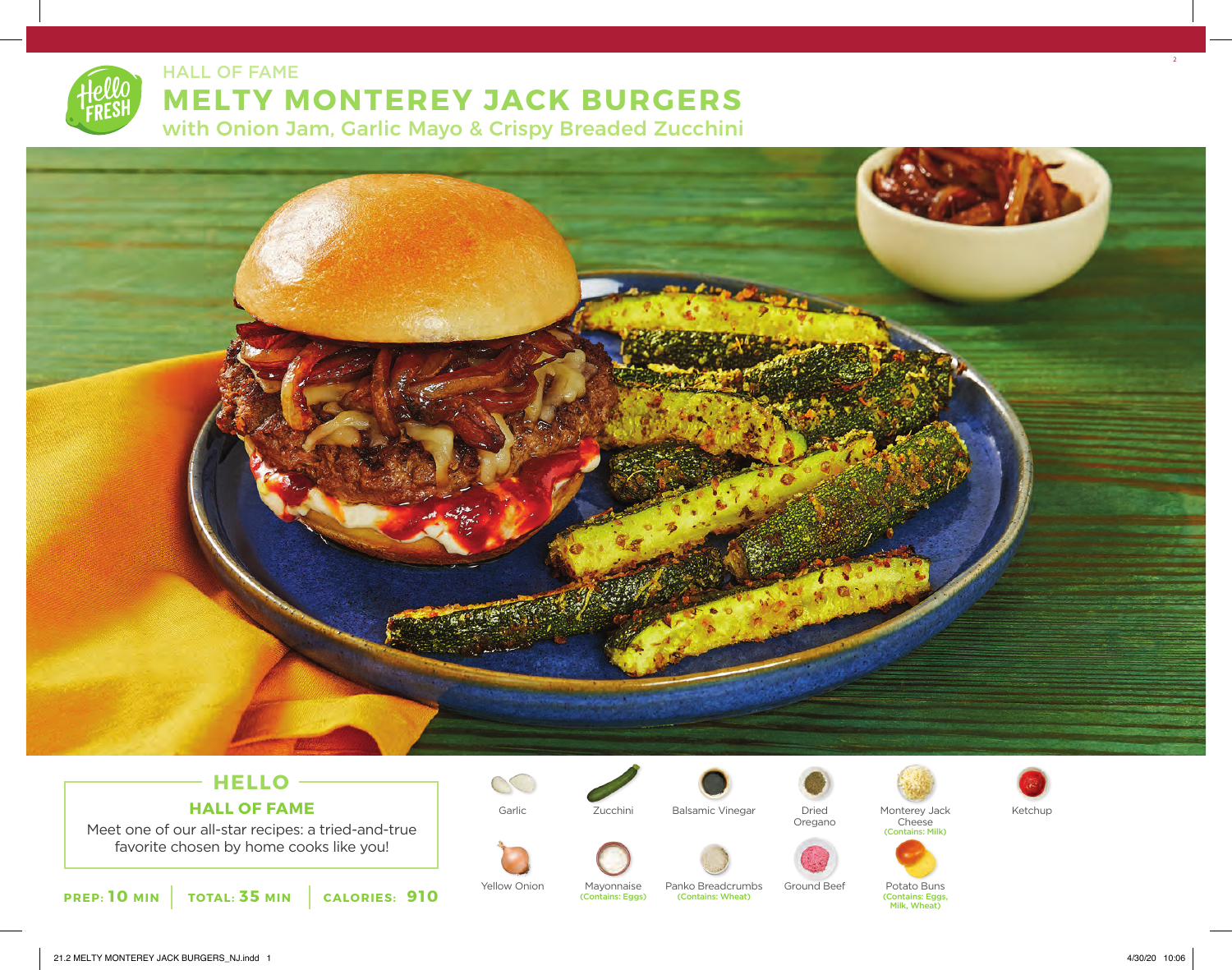HALL OF FAME

# MELTY MONTEREY JACK BURGERS

## with Onion Jam, Garlic Mayo & Crispy Breaded Zucchini

## HELLO

### HALL OF FAME

Meet one of our all-star recipes: a tried-and-true favorite chosen by home cooks like you!

**PREP: 10 MIN** | **TOTAL: 35 MIN** | **CALORIES: 910**

- Garlic
- Zucchini
- Balsamic Vinegar
- Dried Oregano
- Monterey Jack Cheese (Contains: Milk)
- Ketchup
- Yellow Onion
- Mayonnaise (Contains: Eggs)
- Panko Breadcrumbs (Contains: Wheat)
- Ground Beef
- Potato Buns (Contains: Eggs, Milk, Wheat)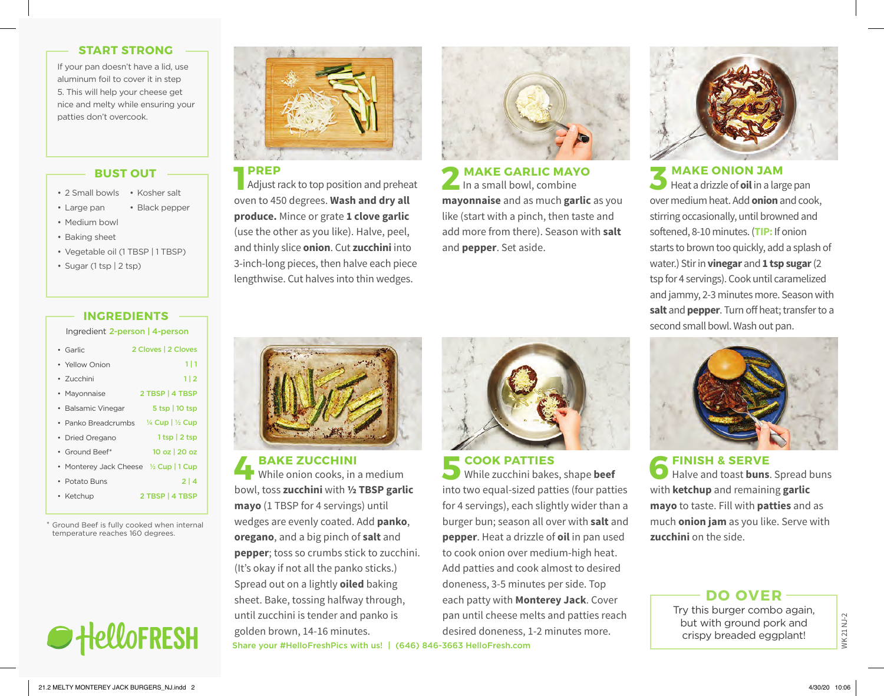## START STRONG

If your pan doesn't have a lid, use aluminum foil to cover it in step 5. This will help your cheese get nice and melty while ensuring your patties don't overcook.

## BUST OUT

- 2 Small bowls
- Kosher salt
- Large pan
- Black pepper
- Medium bowl
- Baking sheet
- Vegetable oil (1 TBSP | 1 TBSP)
- Sugar (1 tsp | 2 tsp)

## INGREDIENTS

| Ingredient | 2-person \| 4-person |
|---|---|
| Garlic | 2 Cloves \| 2 Cloves |
| Yellow Onion | 1 \| 1 |
| Zucchini | 1 \| 2 |
| Mayonnaise | 2 TBSP \| 4 TBSP |
| Balsamic Vinegar | 5 tsp \| 10 tsp |
| Panko Breadcrumbs | ¼ Cup \| ½ Cup |
| Dried Oregano | 1 tsp \| 2 tsp |
| Ground Beef* | 10 oz \| 20 oz |
| Monterey Jack Cheese | ½ Cup \| 1 Cup |
| Potato Buns | 2 \| 4 |
| Ketchup | 2 TBSP \| 4 TBSP |

* Ground Beef is fully cooked when internal temperature reaches 160 degrees.

HelloFRESH

## 1 PREP

Adjust rack to top position and preheat oven to 450 degrees. **Wash and dry all produce.** Mince or grate **1 clove garlic** (use the other as you like). Halve, peel, and thinly slice **onion**. Cut **zucchini** into 3-inch-long pieces, then halve each piece lengthwise. Cut halves into thin wedges.

## 2 MAKE GARLIC MAYO

In a small bowl, combine **mayonnaise** and as much **garlic** as you like (start with a pinch, then taste and add more from there). Season with **salt** and **pepper**. Set aside.

## 3 MAKE ONION JAM

Heat a drizzle of **oil** in a large pan over medium heat. Add **onion** and cook, stirring occasionally, until browned and softened, 8-10 minutes. (**TIP:** If onion starts to brown too quickly, add a splash of water.) Stir in **vinegar** and **1 tsp sugar** (2 tsp for 4 servings). Cook until caramelized and jammy, 2-3 minutes more. Season with **salt** and **pepper**. Turn off heat; transfer to a second small bowl. Wash out pan.

## 4 BAKE ZUCCHINI

While onion cooks, in a medium bowl, toss **zucchini** with **½ TBSP garlic mayo** (1 TBSP for 4 servings) until wedges are evenly coated. Add **panko**, **oregano**, and a big pinch of **salt** and **pepper**; toss so crumbs stick to zucchini. (It's okay if not all the panko sticks.) Spread out on a lightly **oiled** baking sheet. Bake, tossing halfway through, until zucchini is tender and panko is golden brown, 14-16 minutes.

## 5 COOK PATTIES

While zucchini bakes, shape **beef** into two equal-sized patties (four patties for 4 servings), each slightly wider than a burger bun; season all over with **salt** and **pepper**. Heat a drizzle of **oil** in pan used to cook onion over medium-high heat. Add patties and cook almost to desired doneness, 3-5 minutes per side. Top each patty with **Monterey Jack**. Cover pan until cheese melts and patties reach desired doneness, 1-2 minutes more.

## 6 FINISH & SERVE

Halve and toast **buns**. Spread buns with **ketchup** and remaining **garlic mayo** to taste. Fill with **patties** and as much **onion jam** as you like. Serve with **zucchini** on the side.

## DO OVER

Try this burger combo again, but with ground pork and crispy breaded eggplant!

Share your #HelloFreshPics with us! | (646) 846-3663 HelloFresh.com

WK 21 NJ-2